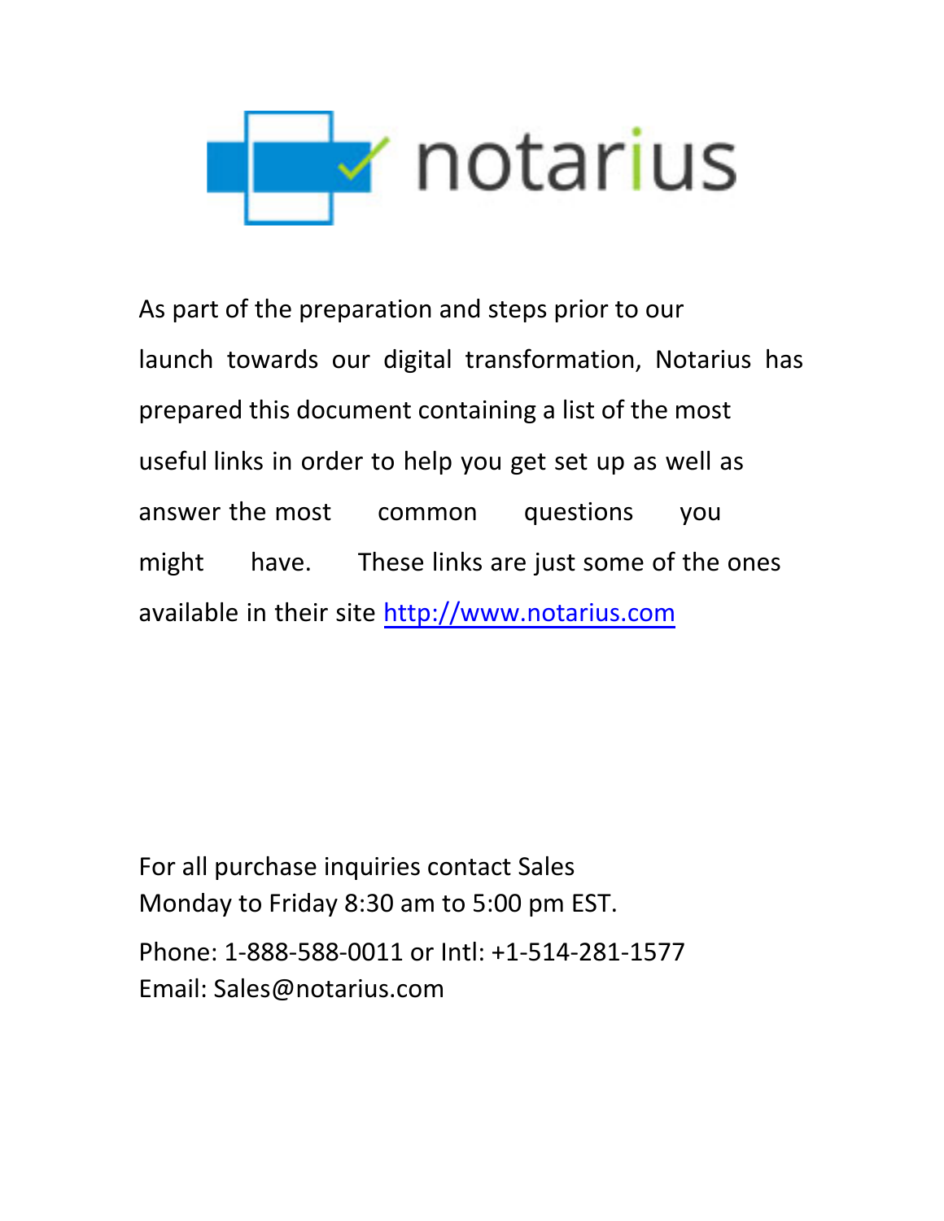As part of the preparation and steps prior to our launch towards our digital transformation, Notarius has prepared this document containing a list of the most useful links in order to help you get set up as well as answer the most common questions you might have. These links are just some of the ones available in their site [http://www.notarius.com](http://www.notarius.com)

For all purchase inquiries contact Sales
Monday to Friday 8:30 am to 5:00 pm EST.

Phone: 1-888-588-0011 or Intl: +1-514-281-1577
Email: Sales@notarius.com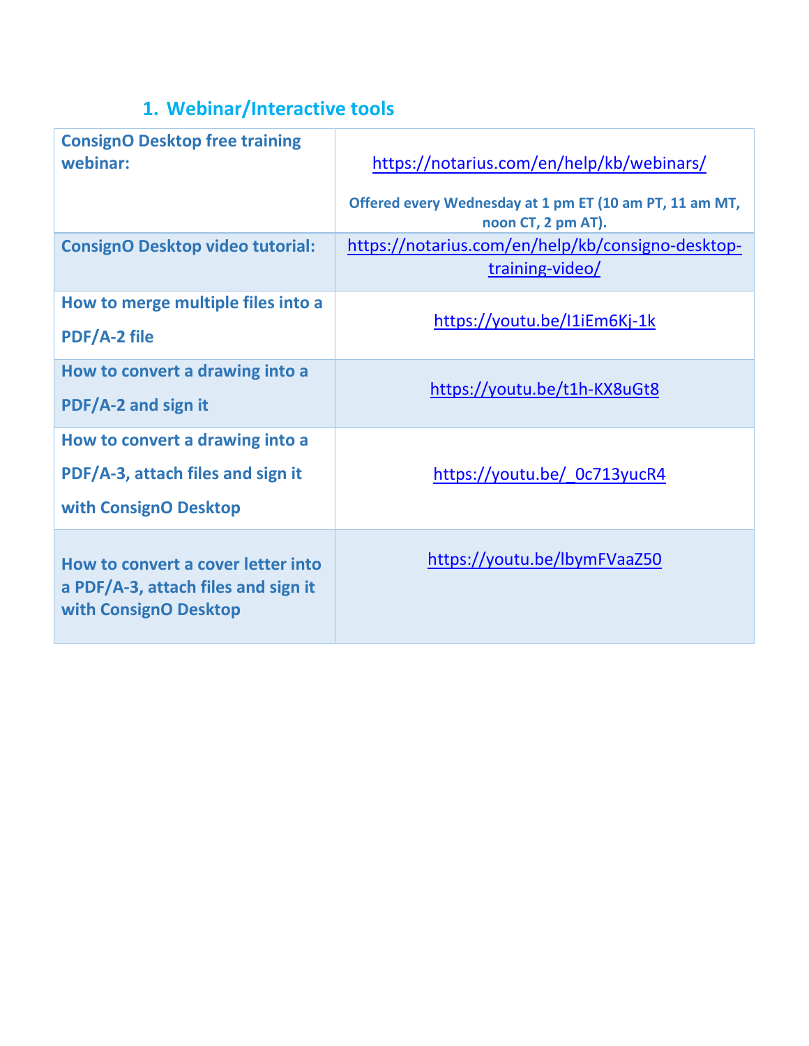## 1. Webinar/Interactive tools

| | |
|---|---|
| **ConsignO Desktop free training webinar:** | https://notarius.com/en/help/kb/webinars/<br><br>**Offered every Wednesday at 1 pm ET (10 am PT, 11 am MT, noon CT, 2 pm AT).** |
| **ConsignO Desktop video tutorial:** | https://notarius.com/en/help/kb/consigno-desktop-training-video/ |
| **How to merge multiple files into a PDF/A-2 file** | https://youtu.be/I1iEm6Kj-1k |
| **How to convert a drawing into a PDF/A-2 and sign it** | https://youtu.be/t1h-KX8uGt8 |
| **How to convert a drawing into a PDF/A-3, attach files and sign it with ConsignO Desktop** | https://youtu.be/_0c713yucR4 |
| **How to convert a cover letter into a PDF/A-3, attach files and sign it with ConsignO Desktop** | https://youtu.be/lbymFVaaZ50 |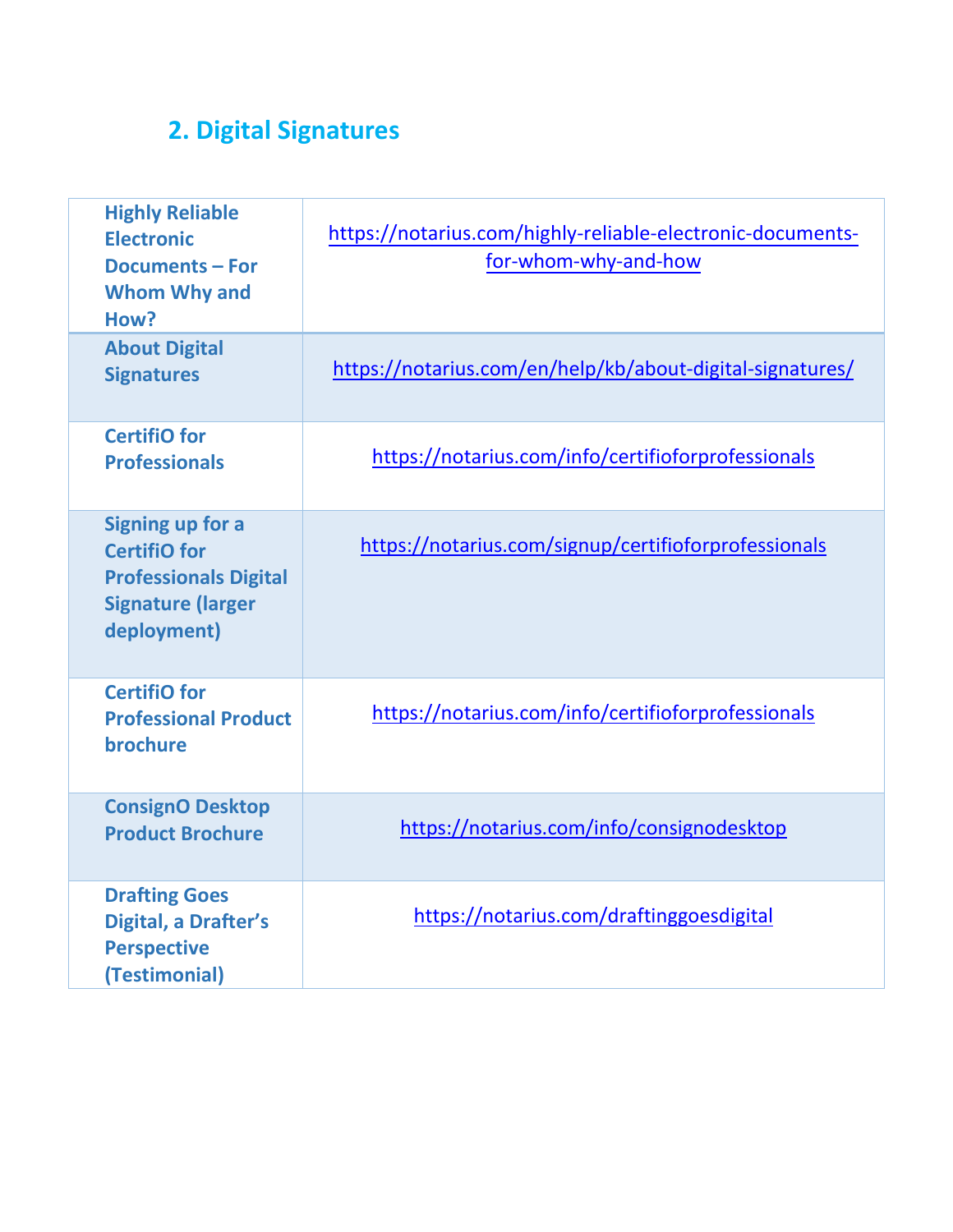## 2. Digital Signatures

| | |
|---|---|
| **Highly Reliable Electronic Documents – For Whom Why and How?** | https://notarius.com/highly-reliable-electronic-documents-for-whom-why-and-how |
| **About Digital Signatures** | https://notarius.com/en/help/kb/about-digital-signatures/ |
| **CertifiO for Professionals** | https://notarius.com/info/certifioforprofessionals |
| **Signing up for a CertifiO for Professionals Digital Signature (larger deployment)** | https://notarius.com/signup/certifioforprofessionals |
| **CertifiO for Professional Product brochure** | https://notarius.com/info/certifioforprofessionals |
| **ConsignO Desktop Product Brochure** | https://notarius.com/info/consignodesktop |
| **Drafting Goes Digital, a Drafter's Perspective (Testimonial)** | https://notarius.com/draftinggoesdigital |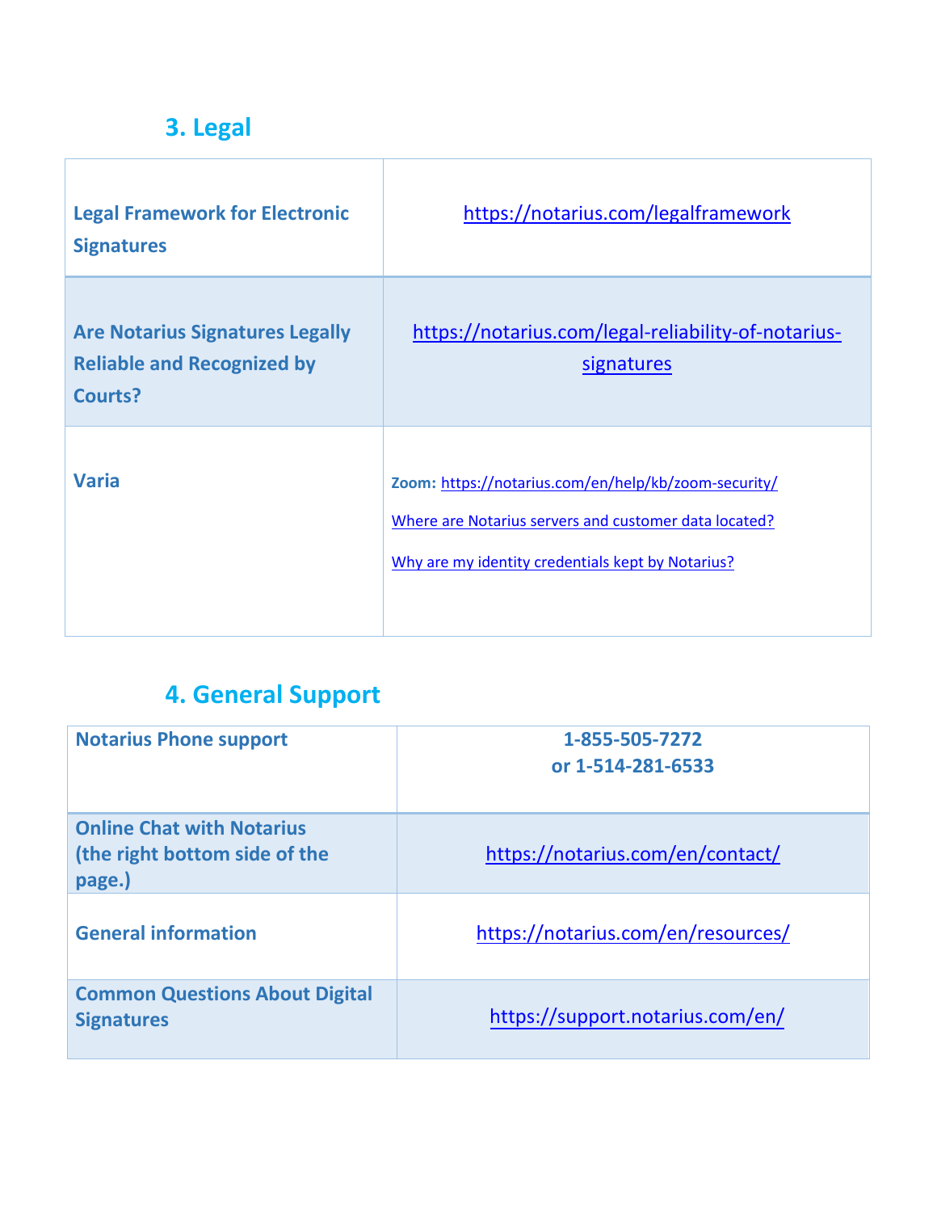## 3. Legal

| | |
|---|---|
| **Legal Framework for Electronic Signatures** | https://notarius.com/legalframework |
| **Are Notarius Signatures Legally Reliable and Recognized by Courts?** | https://notarius.com/legal-reliability-of-notarius-signatures |
| **Varia** | **Zoom:** https://notarius.com/en/help/kb/zoom-security/ <br> Where are Notarius servers and customer data located? <br> Why are my identity credentials kept by Notarius? |

## 4. General Support

| | |
|---|---|
| **Notarius Phone support** | **1-855-505-7272 or 1-514-281-6533** |
| **Online Chat with Notarius (the right bottom side of the page.)** | https://notarius.com/en/contact/ |
| **General information** | https://notarius.com/en/resources/ |
| **Common Questions About Digital Signatures** | https://support.notarius.com/en/ |